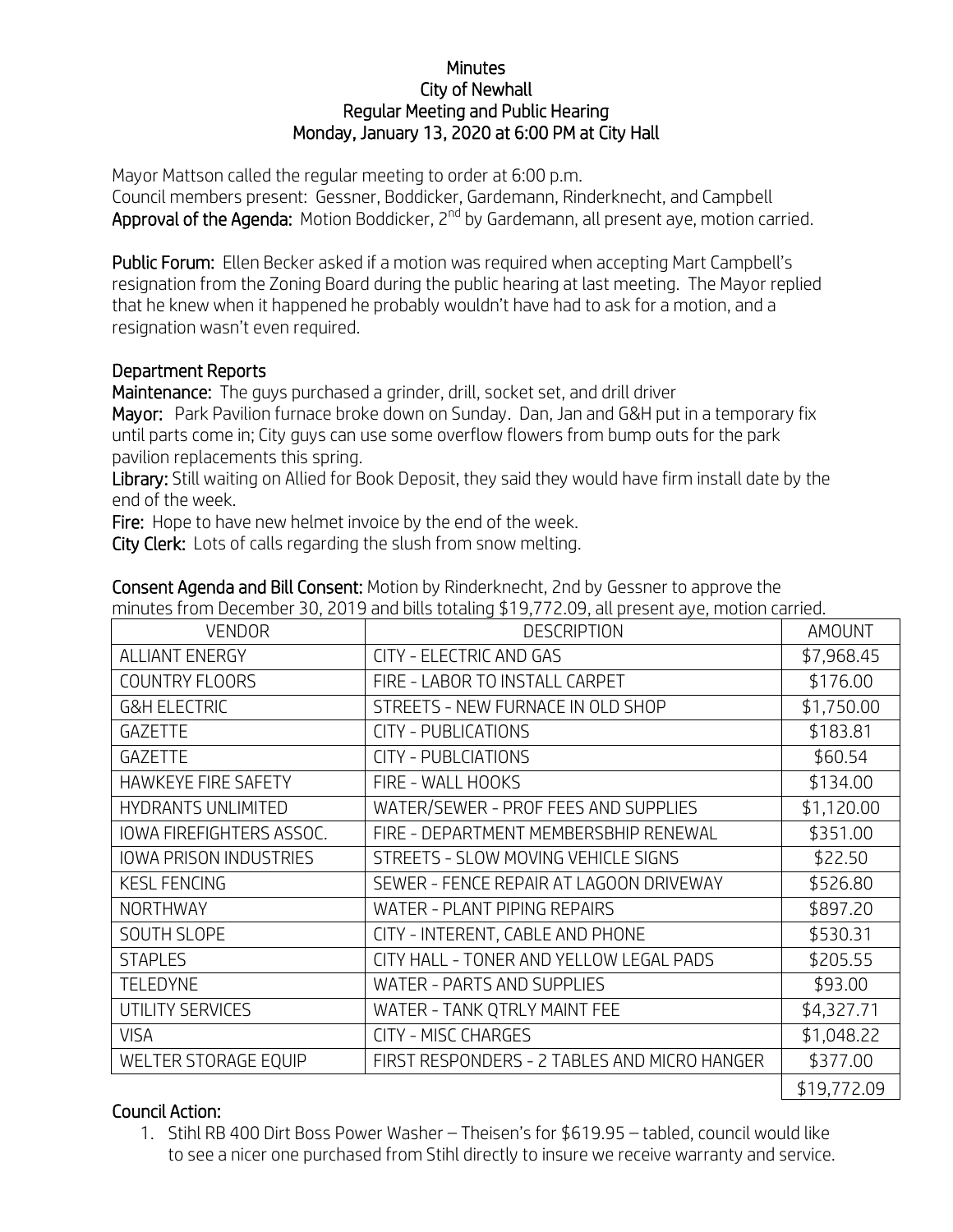# Minutes
## City of Newhall
## Regular Meeting and Public Hearing
## Monday, January 13, 2020 at 6:00 PM at City Hall

Mayor Mattson called the regular meeting to order at 6:00 p.m.
Council members present: Gessner, Boddicker, Gardemann, Rinderknecht, and Campbell
**Approval of the Agenda:** Motion Boddicker, 2nd by Gardemann, all present aye, motion carried.

**Public Forum:** Ellen Becker asked if a motion was required when accepting Mart Campbell's resignation from the Zoning Board during the public hearing at last meeting. The Mayor replied that he knew when it happened he probably wouldn't have had to ask for a motion, and a resignation wasn't even required.

**Department Reports**
**Maintenance:** The guys purchased a grinder, drill, socket set, and drill driver
**Mayor:** Park Pavilion furnace broke down on Sunday. Dan, Jan and G&H put in a temporary fix until parts come in; City guys can use some overflow flowers from bump outs for the park pavilion replacements this spring.
**Library:** Still waiting on Allied for Book Deposit, they said they would have firm install date by the end of the week.
**Fire:** Hope to have new helmet invoice by the end of the week.
**City Clerk:** Lots of calls regarding the slush from snow melting.

**Consent Agenda and Bill Consent:** Motion by Rinderknecht, 2nd by Gessner to approve the minutes from December 30, 2019 and bills totaling $19,772.09, all present aye, motion carried.

| VENDOR | DESCRIPTION | AMOUNT |
|---|---|---|
| ALLIANT ENERGY | CITY - ELECTRIC AND GAS | $7,968.45 |
| COUNTRY FLOORS | FIRE - LABOR TO INSTALL CARPET | $176.00 |
| G&H ELECTRIC | STREETS - NEW FURNACE IN OLD SHOP | $1,750.00 |
| GAZETTE | CITY - PUBLICATIONS | $183.81 |
| GAZETTE | CITY - PUBLCIATIONS | $60.54 |
| HAWKEYE FIRE SAFETY | FIRE - WALL HOOKS | $134.00 |
| HYDRANTS UNLIMITED | WATER/SEWER - PROF FEES AND SUPPLIES | $1,120.00 |
| IOWA FIREFIGHTERS ASSOC. | FIRE - DEPARTMENT MEMBERSBHIP RENEWAL | $351.00 |
| IOWA PRISON INDUSTRIES | STREETS - SLOW MOVING VEHICLE SIGNS | $22.50 |
| KESL FENCING | SEWER - FENCE REPAIR AT LAGOON DRIVEWAY | $526.80 |
| NORTHWAY | WATER - PLANT PIPING REPAIRS | $897.20 |
| SOUTH SLOPE | CITY - INTERENT, CABLE AND PHONE | $530.31 |
| STAPLES | CITY HALL - TONER AND YELLOW LEGAL PADS | $205.55 |
| TELEDYNE | WATER - PARTS AND SUPPLIES | $93.00 |
| UTILITY SERVICES | WATER - TANK QTRLY MAINT FEE | $4,327.71 |
| VISA | CITY - MISC CHARGES | $1,048.22 |
| WELTER STORAGE EQUIP | FIRST RESPONDERS - 2 TABLES AND MICRO HANGER | $377.00 |
| | | $19,772.09 |

**Council Action:**

1. Stihl RB 400 Dirt Boss Power Washer – Theisen's for $619.95 – tabled, council would like to see a nicer one purchased from Stihl directly to insure we receive warranty and service.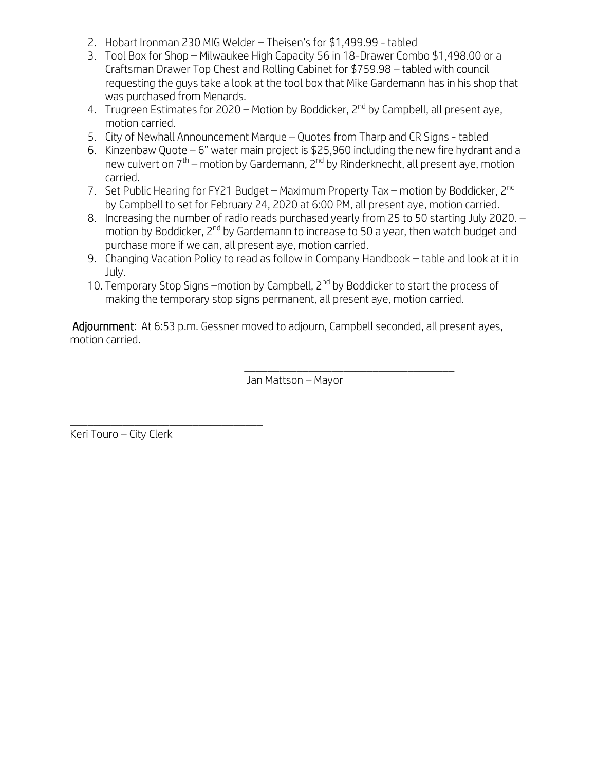2. Hobart Ironman 230 MIG Welder – Theisen's for $1,499.99 - tabled
3. Tool Box for Shop – Milwaukee High Capacity 56 in 18-Drawer Combo $1,498.00 or a Craftsman Drawer Top Chest and Rolling Cabinet for $759.98 – tabled with council requesting the guys take a look at the tool box that Mike Gardemann has in his shop that was purchased from Menards.
4. Trugreen Estimates for 2020 – Motion by Boddicker, 2nd by Campbell, all present aye, motion carried.
5. City of Newhall Announcement Marque – Quotes from Tharp and CR Signs - tabled
6. Kinzenbaw Quote – 6" water main project is $25,960 including the new fire hydrant and a new culvert on 7th – motion by Gardemann, 2nd by Rinderknecht, all present aye, motion carried.
7. Set Public Hearing for FY21 Budget – Maximum Property Tax – motion by Boddicker, 2nd by Campbell to set for February 24, 2020 at 6:00 PM, all present aye, motion carried.
8. Increasing the number of radio reads purchased yearly from 25 to 50 starting July 2020. – motion by Boddicker, 2nd by Gardemann to increase to 50 a year, then watch budget and purchase more if we can, all present aye, motion carried.
9. Changing Vacation Policy to read as follow in Company Handbook – table and look at it in July.
10. Temporary Stop Signs –motion by Campbell, 2nd by Boddicker to start the process of making the temporary stop signs permanent, all present aye, motion carried.

**Adjournment**: At 6:53 p.m. Gessner moved to adjourn, Campbell seconded, all present ayes, motion carried.

\_\_\_\_\_\_\_\_\_\_\_\_\_\_\_\_\_\_\_\_\_\_\_\_\_\_\_\_\_\_\_\_\_\_\_\_\_\_\_\_

Jan Mattson – Mayor

\_\_\_\_\_\_\_\_\_\_\_\_\_\_\_\_\_\_\_\_\_\_\_\_\_\_\_\_\_\_\_\_\_\_\_\_\_\_\_\_

Keri Touro – City Clerk